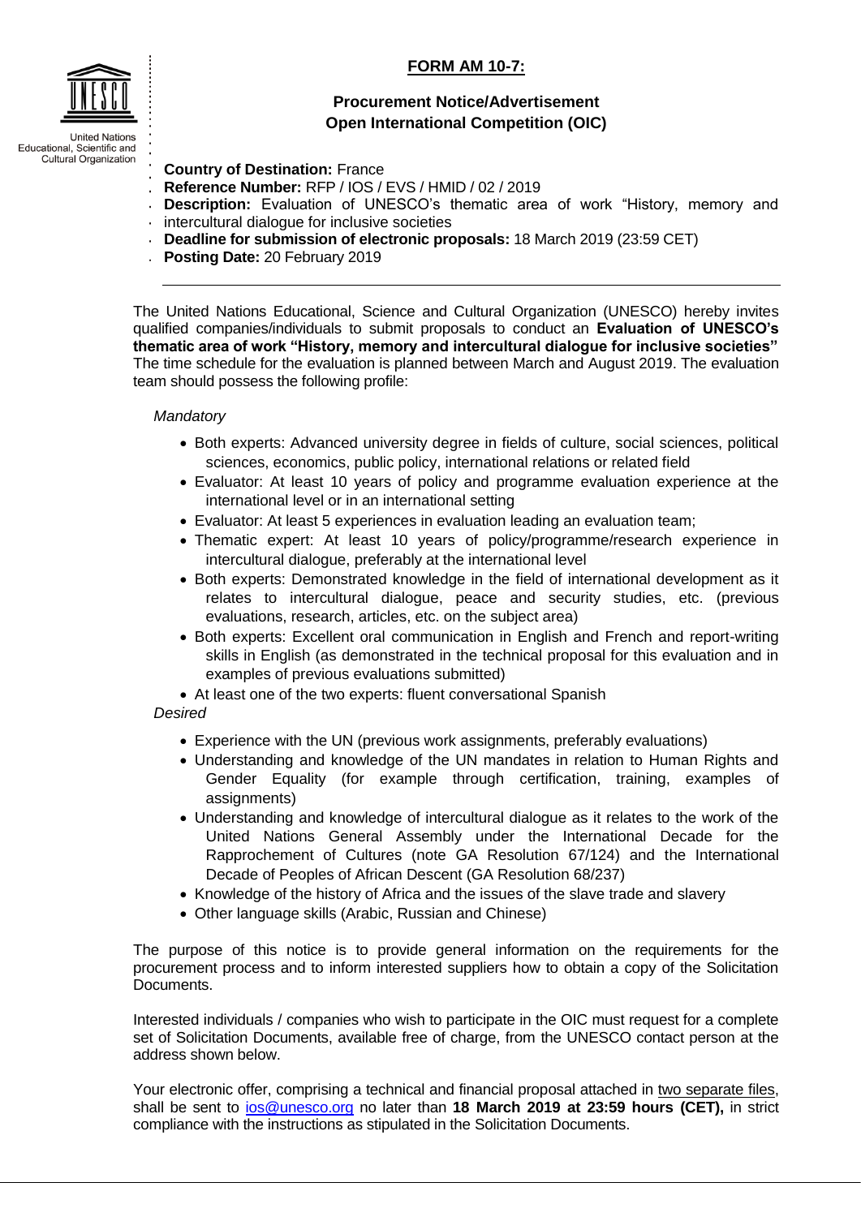United Nations
Educational, Scientific and
Cultural Organization

**FORM AM 10-7:**

**Procurement Notice/Advertisement**
**Open International Competition (OIC)**

**Country of Destination:** France
**Reference Number:** RFP / IOS / EVS / HMID / 02 / 2019
**Description:** Evaluation of UNESCO's thematic area of work "History, memory and intercultural dialogue for inclusive societies
**Deadline for submission of electronic proposals:** 18 March 2019 (23:59 CET)
**Posting Date:** 20 February 2019

---

The United Nations Educational, Science and Cultural Organization (UNESCO) hereby invites qualified companies/individuals to submit proposals to conduct an **Evaluation of UNESCO's thematic area of work "History, memory and intercultural dialogue for inclusive societies"** The time schedule for the evaluation is planned between March and August 2019. The evaluation team should possess the following profile:

*Mandatory*

- Both experts: Advanced university degree in fields of culture, social sciences, political sciences, economics, public policy, international relations or related field
- Evaluator: At least 10 years of policy and programme evaluation experience at the international level or in an international setting
- Evaluator: At least 5 experiences in evaluation leading an evaluation team;
- Thematic expert: At least 10 years of policy/programme/research experience in intercultural dialogue, preferably at the international level
- Both experts: Demonstrated knowledge in the field of international development as it relates to intercultural dialogue, peace and security studies, etc. (previous evaluations, research, articles, etc. on the subject area)
- Both experts: Excellent oral communication in English and French and report-writing skills in English (as demonstrated in the technical proposal for this evaluation and in examples of previous evaluations submitted)
- At least one of the two experts: fluent conversational Spanish

*Desired*

- Experience with the UN (previous work assignments, preferably evaluations)
- Understanding and knowledge of the UN mandates in relation to Human Rights and Gender Equality (for example through certification, training, examples of assignments)
- Understanding and knowledge of intercultural dialogue as it relates to the work of the United Nations General Assembly under the International Decade for the Rapprochement of Cultures (note GA Resolution 67/124) and the International Decade of Peoples of African Descent (GA Resolution 68/237)
- Knowledge of the history of Africa and the issues of the slave trade and slavery
- Other language skills (Arabic, Russian and Chinese)

The purpose of this notice is to provide general information on the requirements for the procurement process and to inform interested suppliers how to obtain a copy of the Solicitation Documents.

Interested individuals / companies who wish to participate in the OIC must request for a complete set of Solicitation Documents, available free of charge, from the UNESCO contact person at the address shown below.

Your electronic offer, comprising a technical and financial proposal attached in two separate files, shall be sent to ios@unesco.org no later than **18 March 2019 at 23:59 hours (CET),** in strict compliance with the instructions as stipulated in the Solicitation Documents.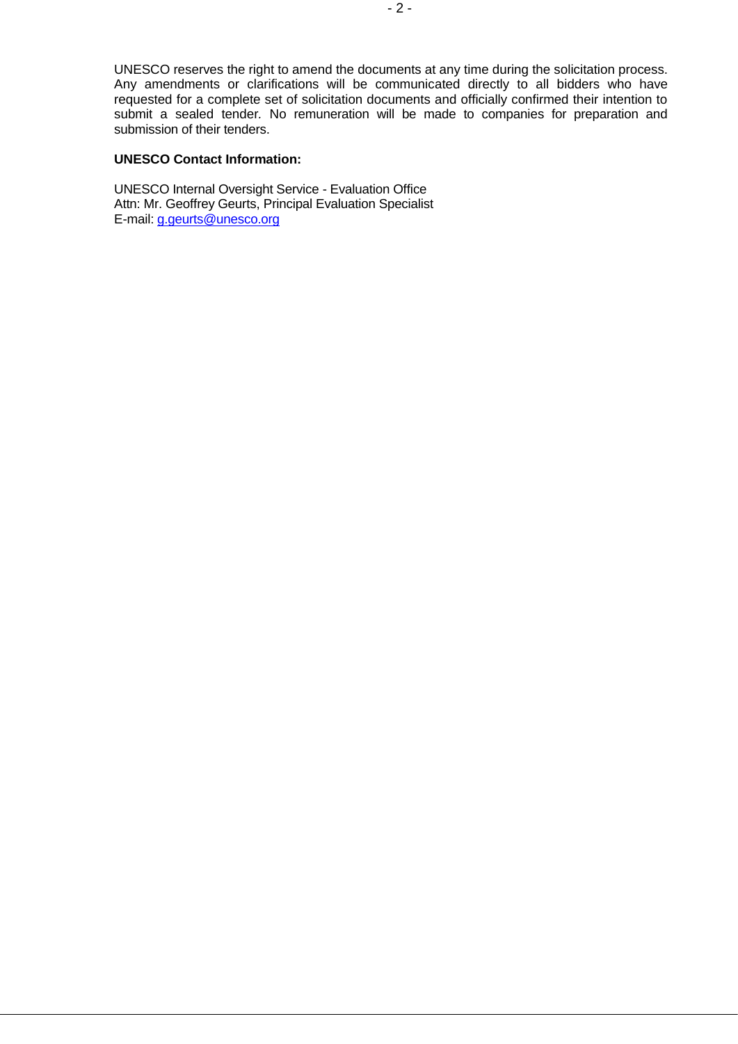UNESCO reserves the right to amend the documents at any time during the solicitation process. Any amendments or clarifications will be communicated directly to all bidders who have requested for a complete set of solicitation documents and officially confirmed their intention to submit a sealed tender. No remuneration will be made to companies for preparation and submission of their tenders.

**UNESCO Contact Information:**

UNESCO Internal Oversight Service - Evaluation Office
Attn: Mr. Geoffrey Geurts, Principal Evaluation Specialist
E-mail: g.geurts@unesco.org